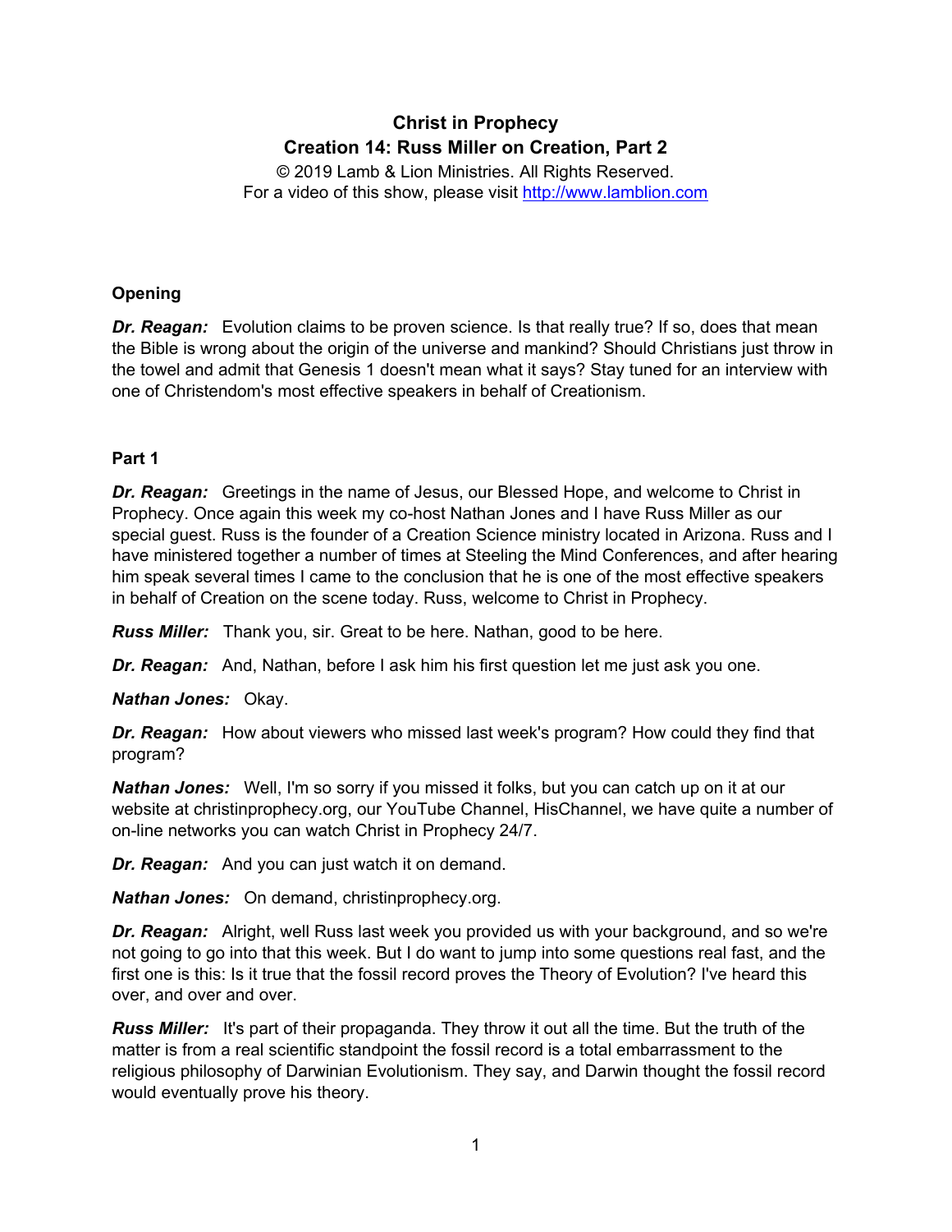# Christ in Prophecy
## Creation 14: Russ Miller on Creation, Part 2

© 2019 Lamb & Lion Ministries. All Rights Reserved.
For a video of this show, please visit http://www.lamblion.com

### Opening

***Dr. Reagan:*** Evolution claims to be proven science. Is that really true? If so, does that mean the Bible is wrong about the origin of the universe and mankind? Should Christians just throw in the towel and admit that Genesis 1 doesn't mean what it says? Stay tuned for an interview with one of Christendom's most effective speakers in behalf of Creationism.

### Part 1

***Dr. Reagan:*** Greetings in the name of Jesus, our Blessed Hope, and welcome to Christ in Prophecy. Once again this week my co-host Nathan Jones and I have Russ Miller as our special guest. Russ is the founder of a Creation Science ministry located in Arizona. Russ and I have ministered together a number of times at Steeling the Mind Conferences, and after hearing him speak several times I came to the conclusion that he is one of the most effective speakers in behalf of Creation on the scene today. Russ, welcome to Christ in Prophecy.

***Russ Miller:*** Thank you, sir. Great to be here. Nathan, good to be here.

***Dr. Reagan:*** And, Nathan, before I ask him his first question let me just ask you one.

***Nathan Jones:*** Okay.

***Dr. Reagan:*** How about viewers who missed last week's program? How could they find that program?

***Nathan Jones:*** Well, I'm so sorry if you missed it folks, but you can catch up on it at our website at christinprophecy.org, our YouTube Channel, HisChannel, we have quite a number of on-line networks you can watch Christ in Prophecy 24/7.

***Dr. Reagan:*** And you can just watch it on demand.

***Nathan Jones:*** On demand, christinprophecy.org.

***Dr. Reagan:*** Alright, well Russ last week you provided us with your background, and so we're not going to go into that this week. But I do want to jump into some questions real fast, and the first one is this: Is it true that the fossil record proves the Theory of Evolution? I've heard this over, and over and over.

***Russ Miller:*** It's part of their propaganda. They throw it out all the time. But the truth of the matter is from a real scientific standpoint the fossil record is a total embarrassment to the religious philosophy of Darwinian Evolutionism. They say, and Darwin thought the fossil record would eventually prove his theory.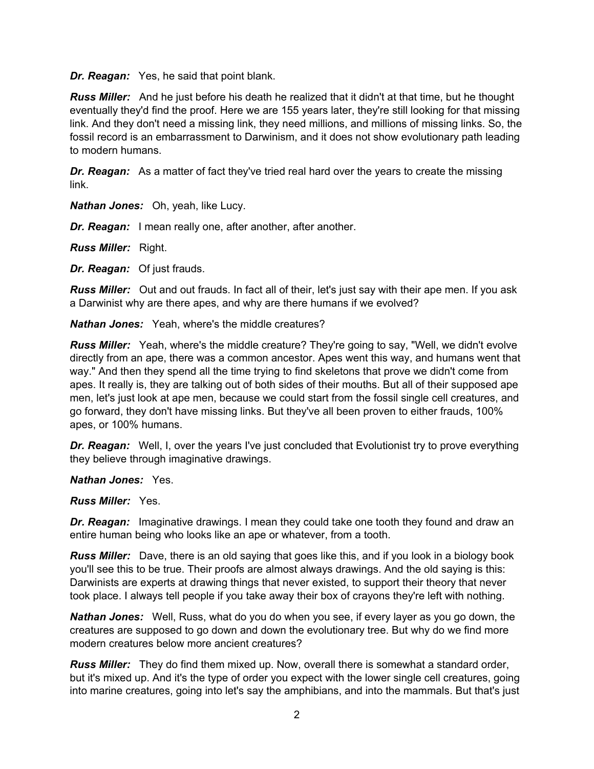***Dr. Reagan:*** Yes, he said that point blank.

***Russ Miller:*** And he just before his death he realized that it didn't at that time, but he thought eventually they'd find the proof. Here we are 155 years later, they're still looking for that missing link. And they don't need a missing link, they need millions, and millions of missing links. So, the fossil record is an embarrassment to Darwinism, and it does not show evolutionary path leading to modern humans.

***Dr. Reagan:*** As a matter of fact they've tried real hard over the years to create the missing link.

***Nathan Jones:*** Oh, yeah, like Lucy.

***Dr. Reagan:*** I mean really one, after another, after another.

***Russ Miller:*** Right.

***Dr. Reagan:*** Of just frauds.

***Russ Miller:*** Out and out frauds. In fact all of their, let's just say with their ape men. If you ask a Darwinist why are there apes, and why are there humans if we evolved?

***Nathan Jones:*** Yeah, where's the middle creatures?

***Russ Miller:*** Yeah, where's the middle creature? They're going to say, "Well, we didn't evolve directly from an ape, there was a common ancestor. Apes went this way, and humans went that way." And then they spend all the time trying to find skeletons that prove we didn't come from apes. It really is, they are talking out of both sides of their mouths. But all of their supposed ape men, let's just look at ape men, because we could start from the fossil single cell creatures, and go forward, they don't have missing links. But they've all been proven to either frauds, 100% apes, or 100% humans.

***Dr. Reagan:*** Well, I, over the years I've just concluded that Evolutionist try to prove everything they believe through imaginative drawings.

***Nathan Jones:*** Yes.

***Russ Miller:*** Yes.

***Dr. Reagan:*** Imaginative drawings. I mean they could take one tooth they found and draw an entire human being who looks like an ape or whatever, from a tooth.

***Russ Miller:*** Dave, there is an old saying that goes like this, and if you look in a biology book you'll see this to be true. Their proofs are almost always drawings. And the old saying is this: Darwinists are experts at drawing things that never existed, to support their theory that never took place. I always tell people if you take away their box of crayons they're left with nothing.

***Nathan Jones:*** Well, Russ, what do you do when you see, if every layer as you go down, the creatures are supposed to go down and down the evolutionary tree. But why do we find more modern creatures below more ancient creatures?

***Russ Miller:*** They do find them mixed up. Now, overall there is somewhat a standard order, but it's mixed up. And it's the type of order you expect with the lower single cell creatures, going into marine creatures, going into let's say the amphibians, and into the mammals. But that's just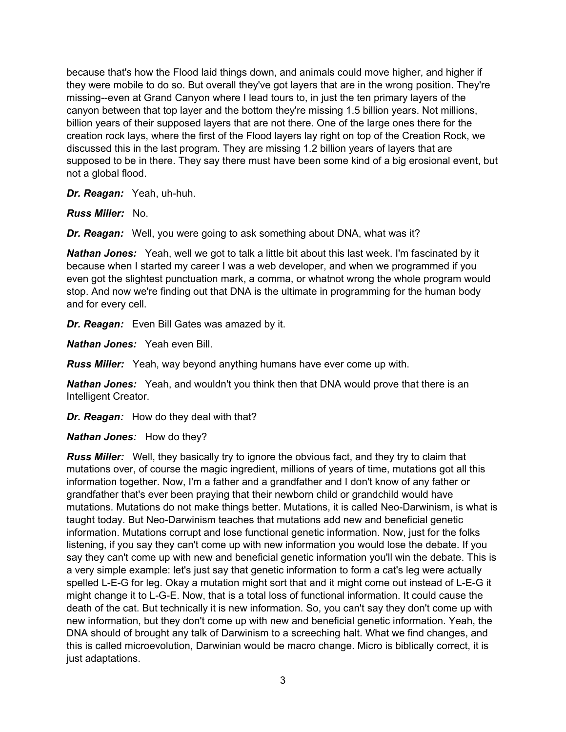because that's how the Flood laid things down, and animals could move higher, and higher if they were mobile to do so. But overall they've got layers that are in the wrong position. They're missing--even at Grand Canyon where I lead tours to, in just the ten primary layers of the canyon between that top layer and the bottom they're missing 1.5 billion years. Not millions, billion years of their supposed layers that are not there. One of the large ones there for the creation rock lays, where the first of the Flood layers lay right on top of the Creation Rock, we discussed this in the last program. They are missing 1.2 billion years of layers that are supposed to be in there. They say there must have been some kind of a big erosional event, but not a global flood.

***Dr. Reagan:*** Yeah, uh-huh.

***Russ Miller:*** No.

***Dr. Reagan:*** Well, you were going to ask something about DNA, what was it?

***Nathan Jones:*** Yeah, well we got to talk a little bit about this last week. I'm fascinated by it because when I started my career I was a web developer, and when we programmed if you even got the slightest punctuation mark, a comma, or whatnot wrong the whole program would stop. And now we're finding out that DNA is the ultimate in programming for the human body and for every cell.

***Dr. Reagan:*** Even Bill Gates was amazed by it.

***Nathan Jones:*** Yeah even Bill.

***Russ Miller:*** Yeah, way beyond anything humans have ever come up with.

***Nathan Jones:*** Yeah, and wouldn't you think then that DNA would prove that there is an Intelligent Creator.

***Dr. Reagan:*** How do they deal with that?

***Nathan Jones:*** How do they?

***Russ Miller:*** Well, they basically try to ignore the obvious fact, and they try to claim that mutations over, of course the magic ingredient, millions of years of time, mutations got all this information together. Now, I'm a father and a grandfather and I don't know of any father or grandfather that's ever been praying that their newborn child or grandchild would have mutations. Mutations do not make things better. Mutations, it is called Neo-Darwinism, is what is taught today. But Neo-Darwinism teaches that mutations add new and beneficial genetic information. Mutations corrupt and lose functional genetic information. Now, just for the folks listening, if you say they can't come up with new information you would lose the debate. If you say they can't come up with new and beneficial genetic information you'll win the debate. This is a very simple example: let's just say that genetic information to form a cat's leg were actually spelled L-E-G for leg. Okay a mutation might sort that and it might come out instead of L-E-G it might change it to L-G-E. Now, that is a total loss of functional information. It could cause the death of the cat. But technically it is new information. So, you can't say they don't come up with new information, but they don't come up with new and beneficial genetic information. Yeah, the DNA should of brought any talk of Darwinism to a screeching halt. What we find changes, and this is called microevolution, Darwinian would be macro change. Micro is biblically correct, it is just adaptations.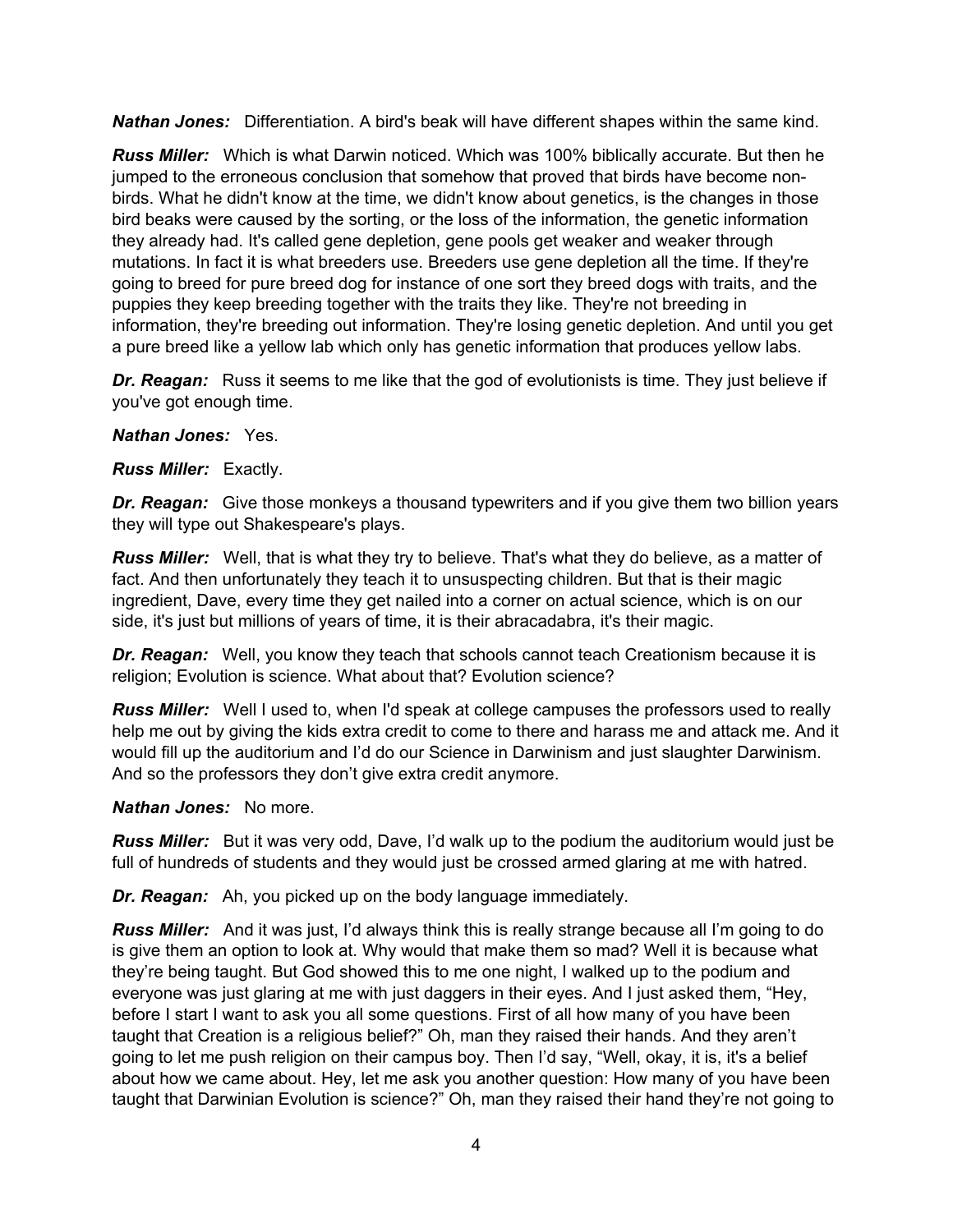***Nathan Jones:*** Differentiation. A bird's beak will have different shapes within the same kind.

***Russ Miller:*** Which is what Darwin noticed. Which was 100% biblically accurate. But then he jumped to the erroneous conclusion that somehow that proved that birds have become non-birds. What he didn't know at the time, we didn't know about genetics, is the changes in those bird beaks were caused by the sorting, or the loss of the information, the genetic information they already had. It's called gene depletion, gene pools get weaker and weaker through mutations. In fact it is what breeders use. Breeders use gene depletion all the time. If they're going to breed for pure breed dog for instance of one sort they breed dogs with traits, and the puppies they keep breeding together with the traits they like. They're not breeding in information, they're breeding out information. They're losing genetic depletion. And until you get a pure breed like a yellow lab which only has genetic information that produces yellow labs.

***Dr. Reagan:*** Russ it seems to me like that the god of evolutionists is time. They just believe if you've got enough time.

***Nathan Jones:*** Yes.

***Russ Miller:*** Exactly.

***Dr. Reagan:*** Give those monkeys a thousand typewriters and if you give them two billion years they will type out Shakespeare's plays.

***Russ Miller:*** Well, that is what they try to believe. That's what they do believe, as a matter of fact. And then unfortunately they teach it to unsuspecting children. But that is their magic ingredient, Dave, every time they get nailed into a corner on actual science, which is on our side, it's just but millions of years of time, it is their abracadabra, it's their magic.

***Dr. Reagan:*** Well, you know they teach that schools cannot teach Creationism because it is religion; Evolution is science. What about that? Evolution science?

***Russ Miller:*** Well I used to, when I'd speak at college campuses the professors used to really help me out by giving the kids extra credit to come to there and harass me and attack me. And it would fill up the auditorium and I'd do our Science in Darwinism and just slaughter Darwinism. And so the professors they don't give extra credit anymore.

***Nathan Jones:*** No more.

***Russ Miller:*** But it was very odd, Dave, I'd walk up to the podium the auditorium would just be full of hundreds of students and they would just be crossed armed glaring at me with hatred.

***Dr. Reagan:*** Ah, you picked up on the body language immediately.

***Russ Miller:*** And it was just, I'd always think this is really strange because all I'm going to do is give them an option to look at. Why would that make them so mad? Well it is because what they're being taught. But God showed this to me one night, I walked up to the podium and everyone was just glaring at me with just daggers in their eyes. And I just asked them, "Hey, before I start I want to ask you all some questions. First of all how many of you have been taught that Creation is a religious belief?" Oh, man they raised their hands. And they aren't going to let me push religion on their campus boy. Then I'd say, "Well, okay, it is, it's a belief about how we came about. Hey, let me ask you another question: How many of you have been taught that Darwinian Evolution is science?" Oh, man they raised their hand they're not going to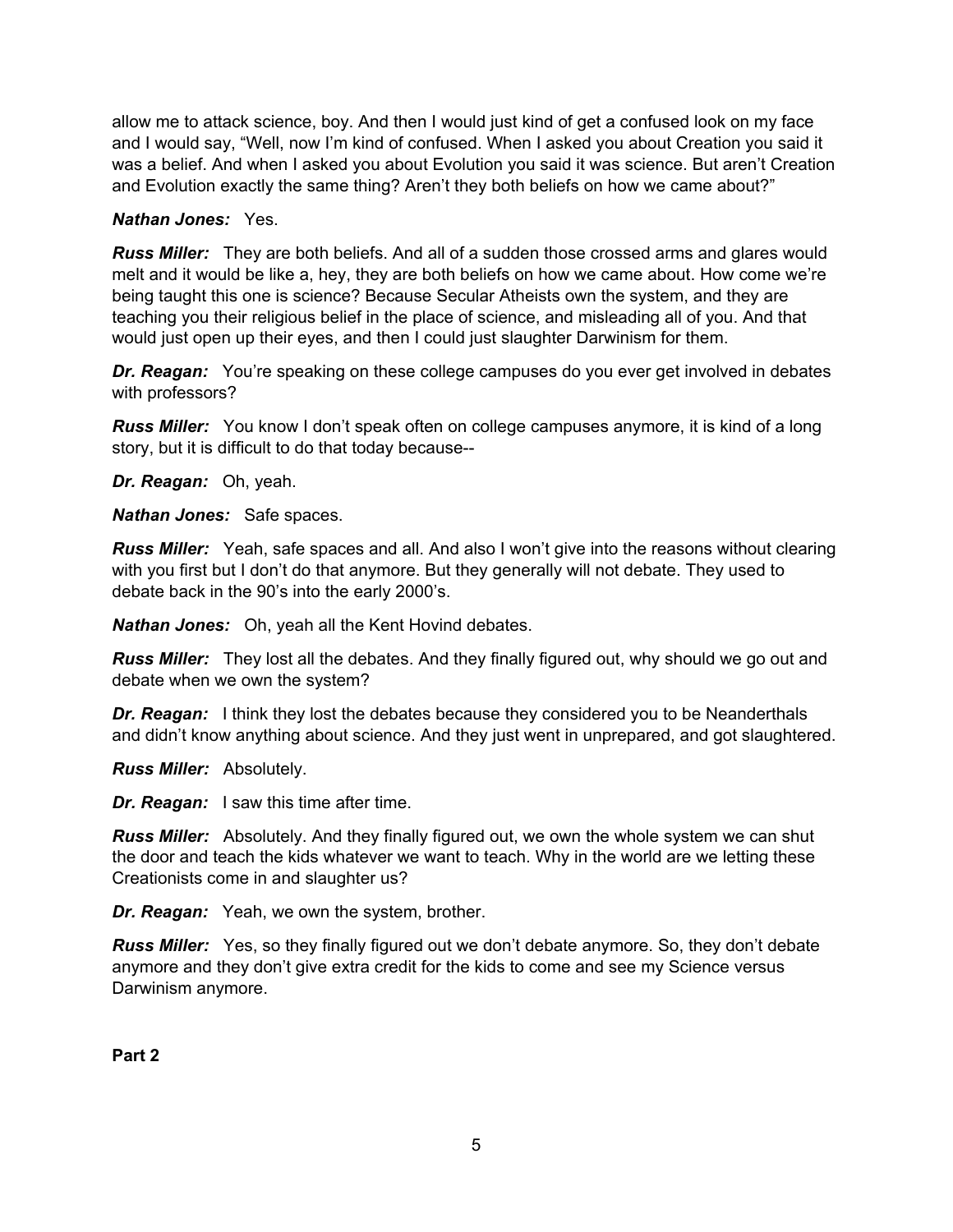allow me to attack science, boy. And then I would just kind of get a confused look on my face and I would say, "Well, now I'm kind of confused. When I asked you about Creation you said it was a belief. And when I asked you about Evolution you said it was science. But aren't Creation and Evolution exactly the same thing? Aren't they both beliefs on how we came about?"

***Nathan Jones:*** Yes.

***Russ Miller:*** They are both beliefs. And all of a sudden those crossed arms and glares would melt and it would be like a, hey, they are both beliefs on how we came about. How come we're being taught this one is science? Because Secular Atheists own the system, and they are teaching you their religious belief in the place of science, and misleading all of you. And that would just open up their eyes, and then I could just slaughter Darwinism for them.

***Dr. Reagan:*** You're speaking on these college campuses do you ever get involved in debates with professors?

***Russ Miller:*** You know I don't speak often on college campuses anymore, it is kind of a long story, but it is difficult to do that today because--

***Dr. Reagan:*** Oh, yeah.

***Nathan Jones:*** Safe spaces.

***Russ Miller:*** Yeah, safe spaces and all. And also I won't give into the reasons without clearing with you first but I don't do that anymore. But they generally will not debate. They used to debate back in the 90's into the early 2000's.

***Nathan Jones:*** Oh, yeah all the Kent Hovind debates.

***Russ Miller:*** They lost all the debates. And they finally figured out, why should we go out and debate when we own the system?

***Dr. Reagan:*** I think they lost the debates because they considered you to be Neanderthals and didn't know anything about science. And they just went in unprepared, and got slaughtered.

***Russ Miller:*** Absolutely.

***Dr. Reagan:*** I saw this time after time.

***Russ Miller:*** Absolutely. And they finally figured out, we own the whole system we can shut the door and teach the kids whatever we want to teach. Why in the world are we letting these Creationists come in and slaughter us?

***Dr. Reagan:*** Yeah, we own the system, brother.

***Russ Miller:*** Yes, so they finally figured out we don't debate anymore. So, they don't debate anymore and they don't give extra credit for the kids to come and see my Science versus Darwinism anymore.

**Part 2**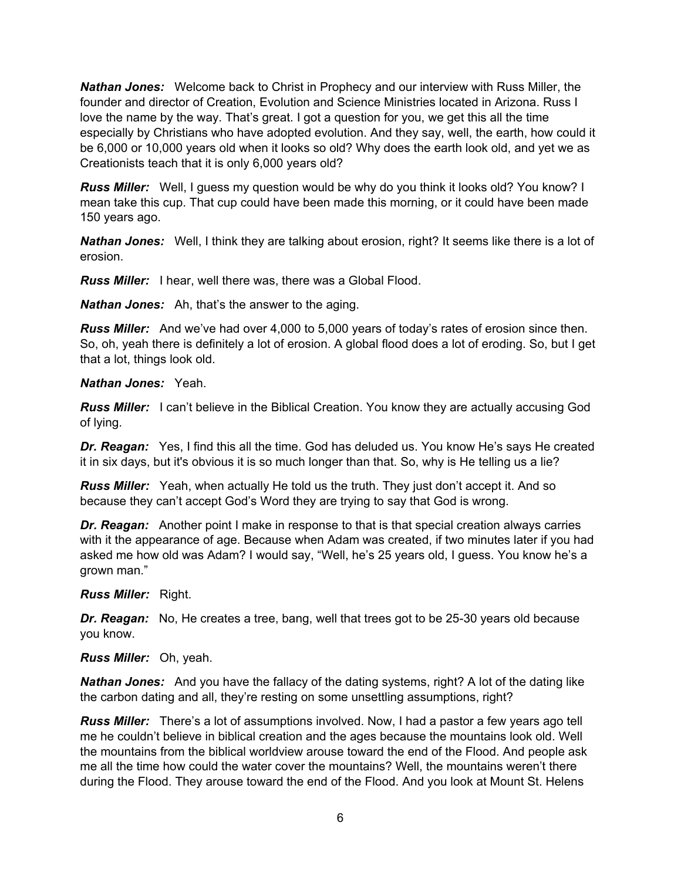***Nathan Jones:*** Welcome back to Christ in Prophecy and our interview with Russ Miller, the founder and director of Creation, Evolution and Science Ministries located in Arizona. Russ I love the name by the way. That's great. I got a question for you, we get this all the time especially by Christians who have adopted evolution. And they say, well, the earth, how could it be 6,000 or 10,000 years old when it looks so old? Why does the earth look old, and yet we as Creationists teach that it is only 6,000 years old?

***Russ Miller:*** Well, I guess my question would be why do you think it looks old? You know? I mean take this cup. That cup could have been made this morning, or it could have been made 150 years ago.

***Nathan Jones:*** Well, I think they are talking about erosion, right? It seems like there is a lot of erosion.

***Russ Miller:*** I hear, well there was, there was a Global Flood.

***Nathan Jones:*** Ah, that's the answer to the aging.

***Russ Miller:*** And we've had over 4,000 to 5,000 years of today's rates of erosion since then. So, oh, yeah there is definitely a lot of erosion. A global flood does a lot of eroding. So, but I get that a lot, things look old.

***Nathan Jones:*** Yeah.

***Russ Miller:*** I can't believe in the Biblical Creation. You know they are actually accusing God of lying.

***Dr. Reagan:*** Yes, I find this all the time. God has deluded us. You know He's says He created it in six days, but it's obvious it is so much longer than that. So, why is He telling us a lie?

***Russ Miller:*** Yeah, when actually He told us the truth. They just don't accept it. And so because they can't accept God's Word they are trying to say that God is wrong.

***Dr. Reagan:*** Another point I make in response to that is that special creation always carries with it the appearance of age. Because when Adam was created, if two minutes later if you had asked me how old was Adam? I would say, "Well, he's 25 years old, I guess. You know he's a grown man."

***Russ Miller:*** Right.

***Dr. Reagan:*** No, He creates a tree, bang, well that trees got to be 25-30 years old because you know.

***Russ Miller:*** Oh, yeah.

***Nathan Jones:*** And you have the fallacy of the dating systems, right? A lot of the dating like the carbon dating and all, they're resting on some unsettling assumptions, right?

***Russ Miller:*** There's a lot of assumptions involved. Now, I had a pastor a few years ago tell me he couldn't believe in biblical creation and the ages because the mountains look old. Well the mountains from the biblical worldview arouse toward the end of the Flood. And people ask me all the time how could the water cover the mountains? Well, the mountains weren't there during the Flood. They arouse toward the end of the Flood. And you look at Mount St. Helens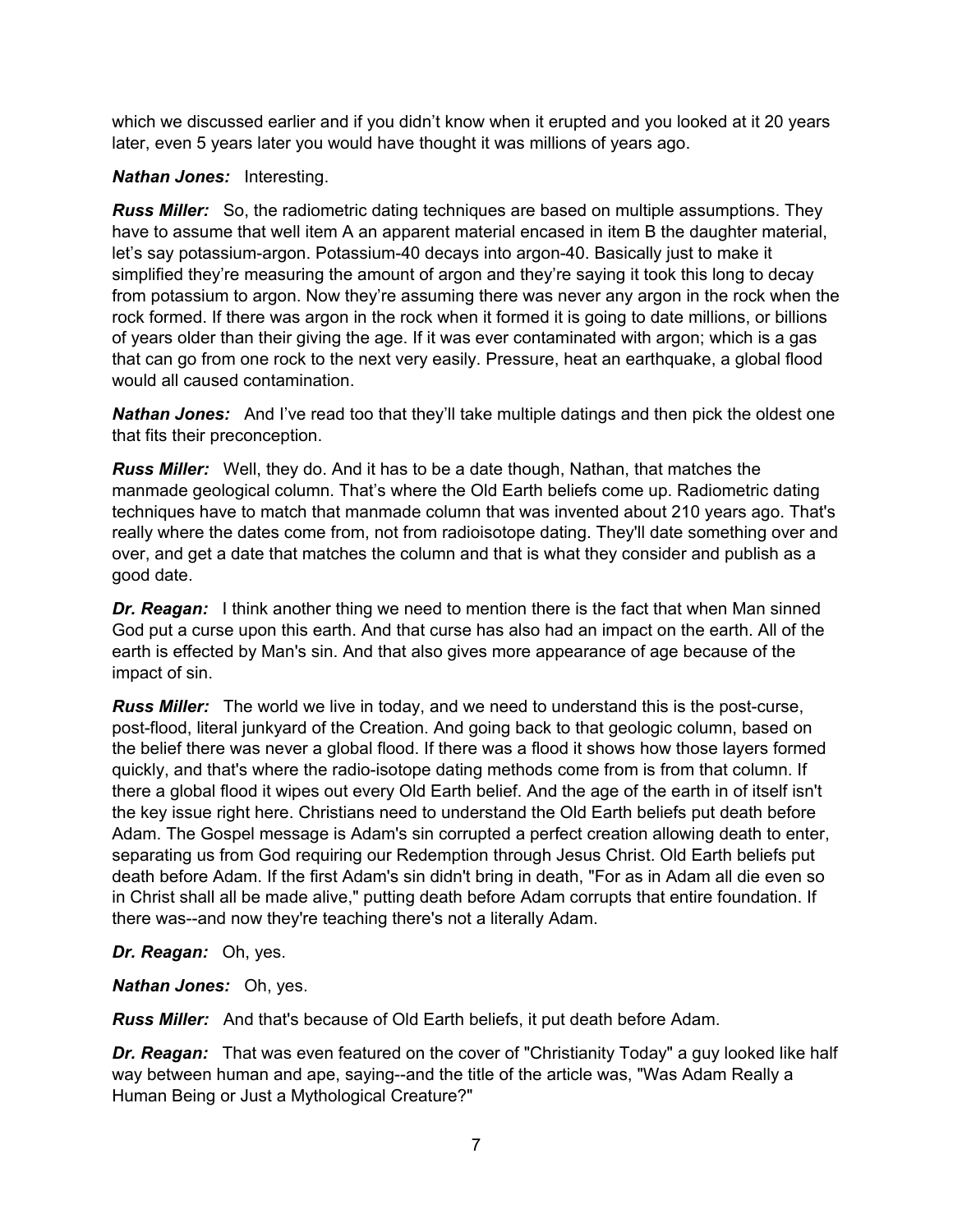which we discussed earlier and if you didn't know when it erupted and you looked at it 20 years later, even 5 years later you would have thought it was millions of years ago.

***Nathan Jones:*** Interesting.

***Russ Miller:*** So, the radiometric dating techniques are based on multiple assumptions. They have to assume that well item A an apparent material encased in item B the daughter material, let's say potassium-argon. Potassium-40 decays into argon-40. Basically just to make it simplified they're measuring the amount of argon and they're saying it took this long to decay from potassium to argon. Now they're assuming there was never any argon in the rock when the rock formed. If there was argon in the rock when it formed it is going to date millions, or billions of years older than their giving the age. If it was ever contaminated with argon; which is a gas that can go from one rock to the next very easily. Pressure, heat an earthquake, a global flood would all caused contamination.

***Nathan Jones:*** And I've read too that they'll take multiple datings and then pick the oldest one that fits their preconception.

***Russ Miller:*** Well, they do. And it has to be a date though, Nathan, that matches the manmade geological column. That's where the Old Earth beliefs come up. Radiometric dating techniques have to match that manmade column that was invented about 210 years ago. That's really where the dates come from, not from radioisotope dating. They'll date something over and over, and get a date that matches the column and that is what they consider and publish as a good date.

***Dr. Reagan:*** I think another thing we need to mention there is the fact that when Man sinned God put a curse upon this earth. And that curse has also had an impact on the earth. All of the earth is effected by Man's sin. And that also gives more appearance of age because of the impact of sin.

***Russ Miller:*** The world we live in today, and we need to understand this is the post-curse, post-flood, literal junkyard of the Creation. And going back to that geologic column, based on the belief there was never a global flood. If there was a flood it shows how those layers formed quickly, and that's where the radio-isotope dating methods come from is from that column. If there a global flood it wipes out every Old Earth belief. And the age of the earth in of itself isn't the key issue right here. Christians need to understand the Old Earth beliefs put death before Adam. The Gospel message is Adam's sin corrupted a perfect creation allowing death to enter, separating us from God requiring our Redemption through Jesus Christ. Old Earth beliefs put death before Adam. If the first Adam's sin didn't bring in death, "For as in Adam all die even so in Christ shall all be made alive," putting death before Adam corrupts that entire foundation. If there was--and now they're teaching there's not a literally Adam.

***Dr. Reagan:*** Oh, yes.

***Nathan Jones:*** Oh, yes.

***Russ Miller:*** And that's because of Old Earth beliefs, it put death before Adam.

***Dr. Reagan:*** That was even featured on the cover of "Christianity Today" a guy looked like half way between human and ape, saying--and the title of the article was, "Was Adam Really a Human Being or Just a Mythological Creature?"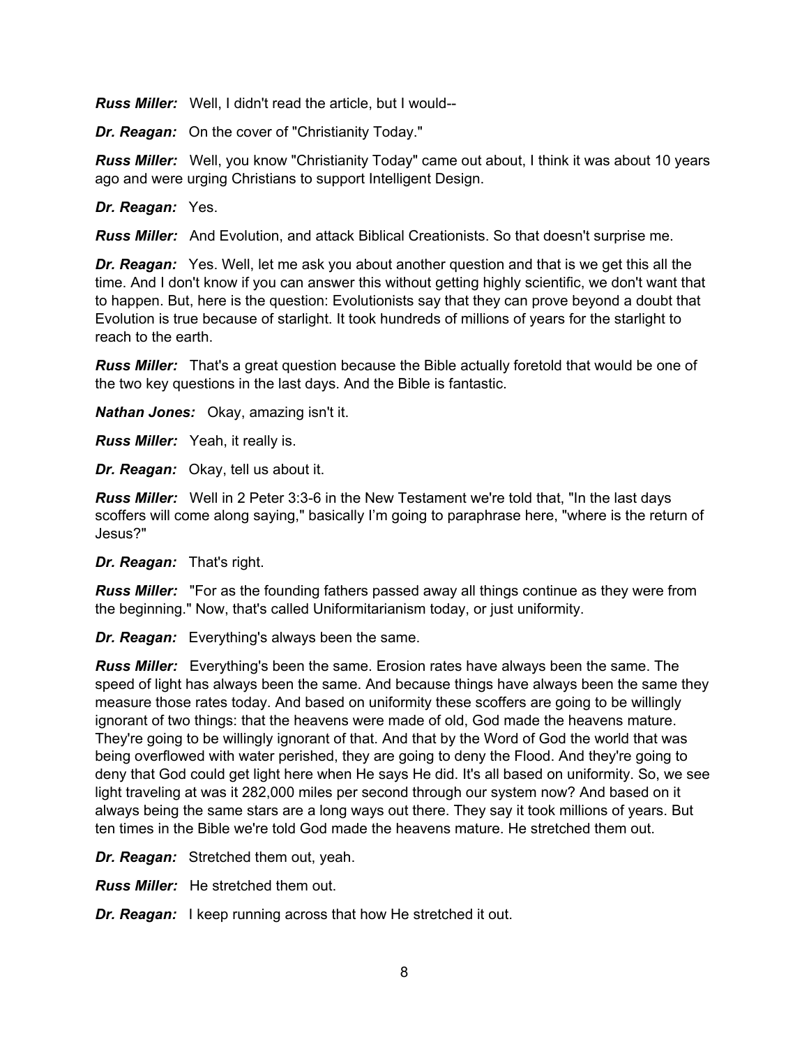***Russ Miller:*** Well, I didn't read the article, but I would--

***Dr. Reagan:*** On the cover of "Christianity Today."

***Russ Miller:*** Well, you know "Christianity Today" came out about, I think it was about 10 years ago and were urging Christians to support Intelligent Design.

***Dr. Reagan:*** Yes.

***Russ Miller:*** And Evolution, and attack Biblical Creationists. So that doesn't surprise me.

***Dr. Reagan:*** Yes. Well, let me ask you about another question and that is we get this all the time. And I don't know if you can answer this without getting highly scientific, we don't want that to happen. But, here is the question: Evolutionists say that they can prove beyond a doubt that Evolution is true because of starlight. It took hundreds of millions of years for the starlight to reach to the earth.

***Russ Miller:*** That's a great question because the Bible actually foretold that would be one of the two key questions in the last days. And the Bible is fantastic.

***Nathan Jones:*** Okay, amazing isn't it.

***Russ Miller:*** Yeah, it really is.

***Dr. Reagan:*** Okay, tell us about it.

***Russ Miller:*** Well in 2 Peter 3:3-6 in the New Testament we're told that, "In the last days scoffers will come along saying," basically I'm going to paraphrase here, "where is the return of Jesus?"

***Dr. Reagan:*** That's right.

***Russ Miller:*** "For as the founding fathers passed away all things continue as they were from the beginning." Now, that's called Uniformitarianism today, or just uniformity.

***Dr. Reagan:*** Everything's always been the same.

***Russ Miller:*** Everything's been the same. Erosion rates have always been the same. The speed of light has always been the same. And because things have always been the same they measure those rates today. And based on uniformity these scoffers are going to be willingly ignorant of two things: that the heavens were made of old, God made the heavens mature. They're going to be willingly ignorant of that. And that by the Word of God the world that was being overflowed with water perished, they are going to deny the Flood. And they're going to deny that God could get light here when He says He did. It's all based on uniformity. So, we see light traveling at was it 282,000 miles per second through our system now? And based on it always being the same stars are a long ways out there. They say it took millions of years. But ten times in the Bible we're told God made the heavens mature. He stretched them out.

***Dr. Reagan:*** Stretched them out, yeah.

***Russ Miller:*** He stretched them out.

***Dr. Reagan:*** I keep running across that how He stretched it out.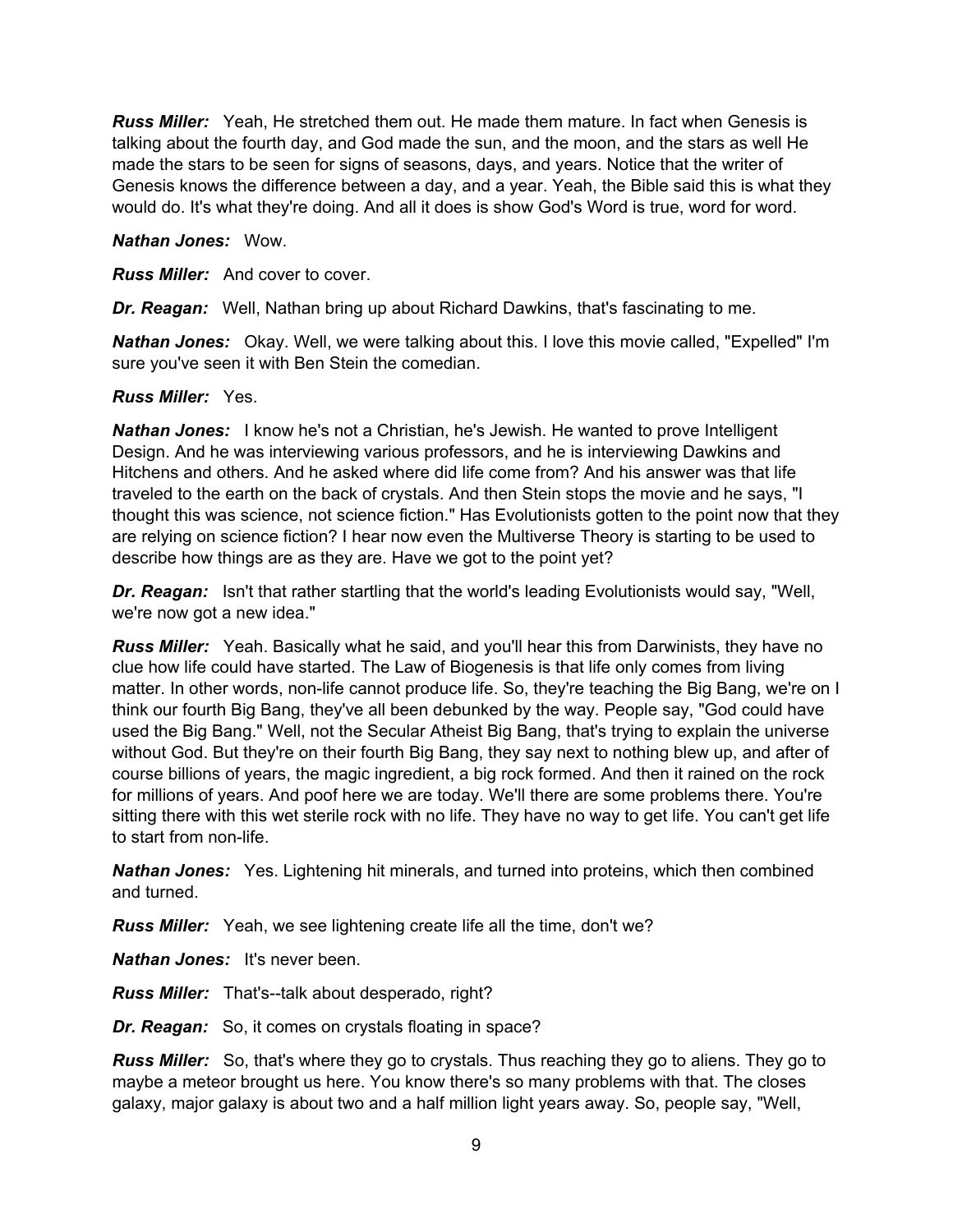***Russ Miller:*** Yeah, He stretched them out. He made them mature. In fact when Genesis is talking about the fourth day, and God made the sun, and the moon, and the stars as well He made the stars to be seen for signs of seasons, days, and years. Notice that the writer of Genesis knows the difference between a day, and a year. Yeah, the Bible said this is what they would do. It's what they're doing. And all it does is show God's Word is true, word for word.

***Nathan Jones:*** Wow.

***Russ Miller:*** And cover to cover.

***Dr. Reagan:*** Well, Nathan bring up about Richard Dawkins, that's fascinating to me.

***Nathan Jones:*** Okay. Well, we were talking about this. I love this movie called, "Expelled" I'm sure you've seen it with Ben Stein the comedian.

***Russ Miller:*** Yes.

***Nathan Jones:*** I know he's not a Christian, he's Jewish. He wanted to prove Intelligent Design. And he was interviewing various professors, and he is interviewing Dawkins and Hitchens and others. And he asked where did life come from? And his answer was that life traveled to the earth on the back of crystals. And then Stein stops the movie and he says, "I thought this was science, not science fiction." Has Evolutionists gotten to the point now that they are relying on science fiction? I hear now even the Multiverse Theory is starting to be used to describe how things are as they are. Have we got to the point yet?

***Dr. Reagan:*** Isn't that rather startling that the world's leading Evolutionists would say, "Well, we're now got a new idea."

***Russ Miller:*** Yeah. Basically what he said, and you'll hear this from Darwinists, they have no clue how life could have started. The Law of Biogenesis is that life only comes from living matter. In other words, non-life cannot produce life. So, they're teaching the Big Bang, we're on I think our fourth Big Bang, they've all been debunked by the way. People say, "God could have used the Big Bang." Well, not the Secular Atheist Big Bang, that's trying to explain the universe without God. But they're on their fourth Big Bang, they say next to nothing blew up, and after of course billions of years, the magic ingredient, a big rock formed. And then it rained on the rock for millions of years. And poof here we are today. We'll there are some problems there. You're sitting there with this wet sterile rock with no life. They have no way to get life. You can't get life to start from non-life.

***Nathan Jones:*** Yes. Lightening hit minerals, and turned into proteins, which then combined and turned.

***Russ Miller:*** Yeah, we see lightening create life all the time, don't we?

***Nathan Jones:*** It's never been.

***Russ Miller:*** That's--talk about desperado, right?

***Dr. Reagan:*** So, it comes on crystals floating in space?

***Russ Miller:*** So, that's where they go to crystals. Thus reaching they go to aliens. They go to maybe a meteor brought us here. You know there's so many problems with that. The closes galaxy, major galaxy is about two and a half million light years away. So, people say, "Well,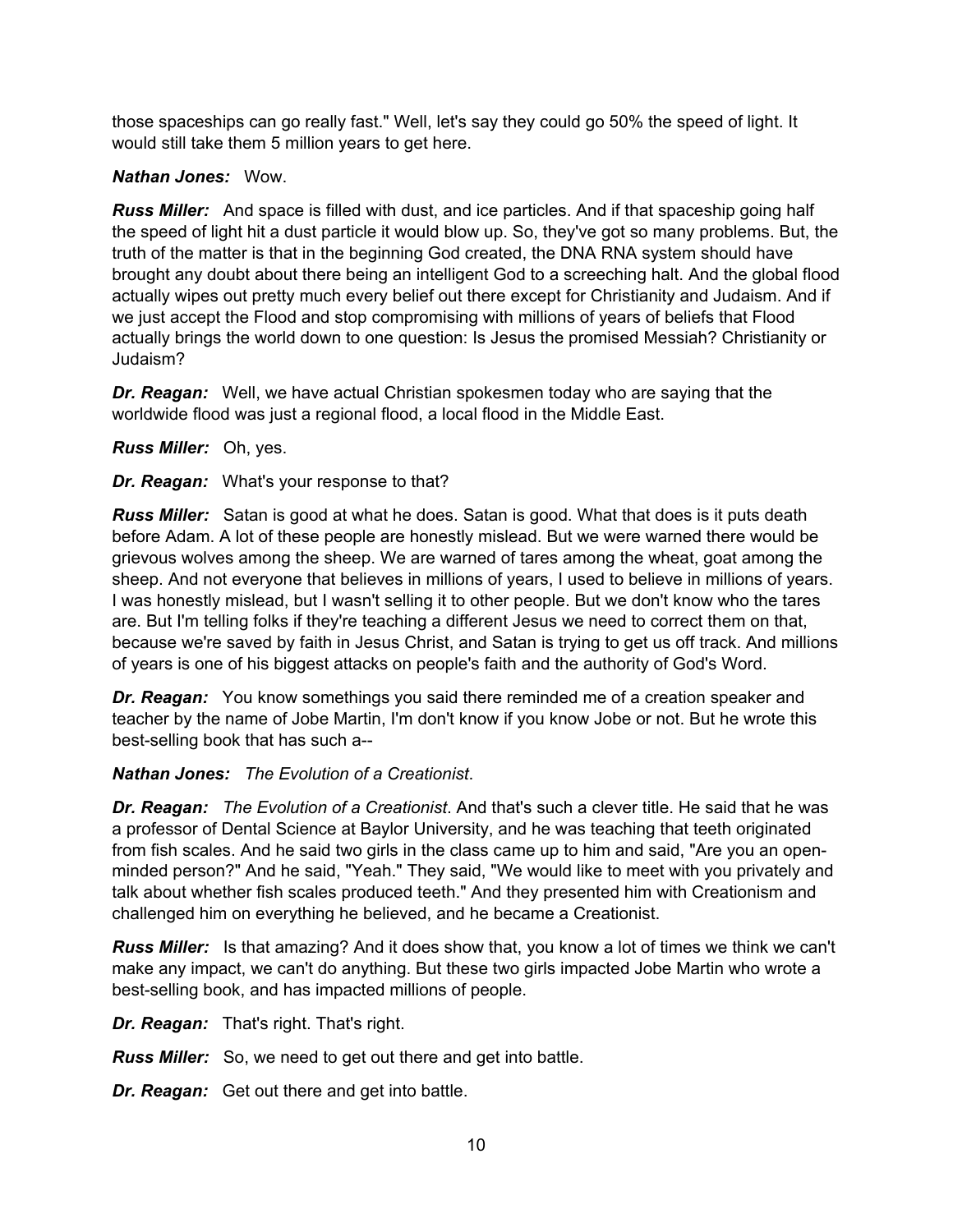those spaceships can go really fast." Well, let's say they could go 50% the speed of light. It would still take them 5 million years to get here.

***Nathan Jones:*** Wow.

***Russ Miller:*** And space is filled with dust, and ice particles. And if that spaceship going half the speed of light hit a dust particle it would blow up. So, they've got so many problems. But, the truth of the matter is that in the beginning God created, the DNA RNA system should have brought any doubt about there being an intelligent God to a screeching halt. And the global flood actually wipes out pretty much every belief out there except for Christianity and Judaism. And if we just accept the Flood and stop compromising with millions of years of beliefs that Flood actually brings the world down to one question: Is Jesus the promised Messiah? Christianity or Judaism?

***Dr. Reagan:*** Well, we have actual Christian spokesmen today who are saying that the worldwide flood was just a regional flood, a local flood in the Middle East.

***Russ Miller:*** Oh, yes.

***Dr. Reagan:*** What's your response to that?

***Russ Miller:*** Satan is good at what he does. Satan is good. What that does is it puts death before Adam. A lot of these people are honestly mislead. But we were warned there would be grievous wolves among the sheep. We are warned of tares among the wheat, goat among the sheep. And not everyone that believes in millions of years, I used to believe in millions of years. I was honestly mislead, but I wasn't selling it to other people. But we don't know who the tares are. But I'm telling folks if they're teaching a different Jesus we need to correct them on that, because we're saved by faith in Jesus Christ, and Satan is trying to get us off track. And millions of years is one of his biggest attacks on people's faith and the authority of God's Word.

***Dr. Reagan:*** You know somethings you said there reminded me of a creation speaker and teacher by the name of Jobe Martin, I'm don't know if you know Jobe or not. But he wrote this best-selling book that has such a--

***Nathan Jones:*** *The Evolution of a Creationist*.

***Dr. Reagan:*** *The Evolution of a Creationist*. And that's such a clever title. He said that he was a professor of Dental Science at Baylor University, and he was teaching that teeth originated from fish scales. And he said two girls in the class came up to him and said, "Are you an open-minded person?" And he said, "Yeah." They said, "We would like to meet with you privately and talk about whether fish scales produced teeth." And they presented him with Creationism and challenged him on everything he believed, and he became a Creationist.

***Russ Miller:*** Is that amazing? And it does show that, you know a lot of times we think we can't make any impact, we can't do anything. But these two girls impacted Jobe Martin who wrote a best-selling book, and has impacted millions of people.

***Dr. Reagan:*** That's right. That's right.

***Russ Miller:*** So, we need to get out there and get into battle.

***Dr. Reagan:*** Get out there and get into battle.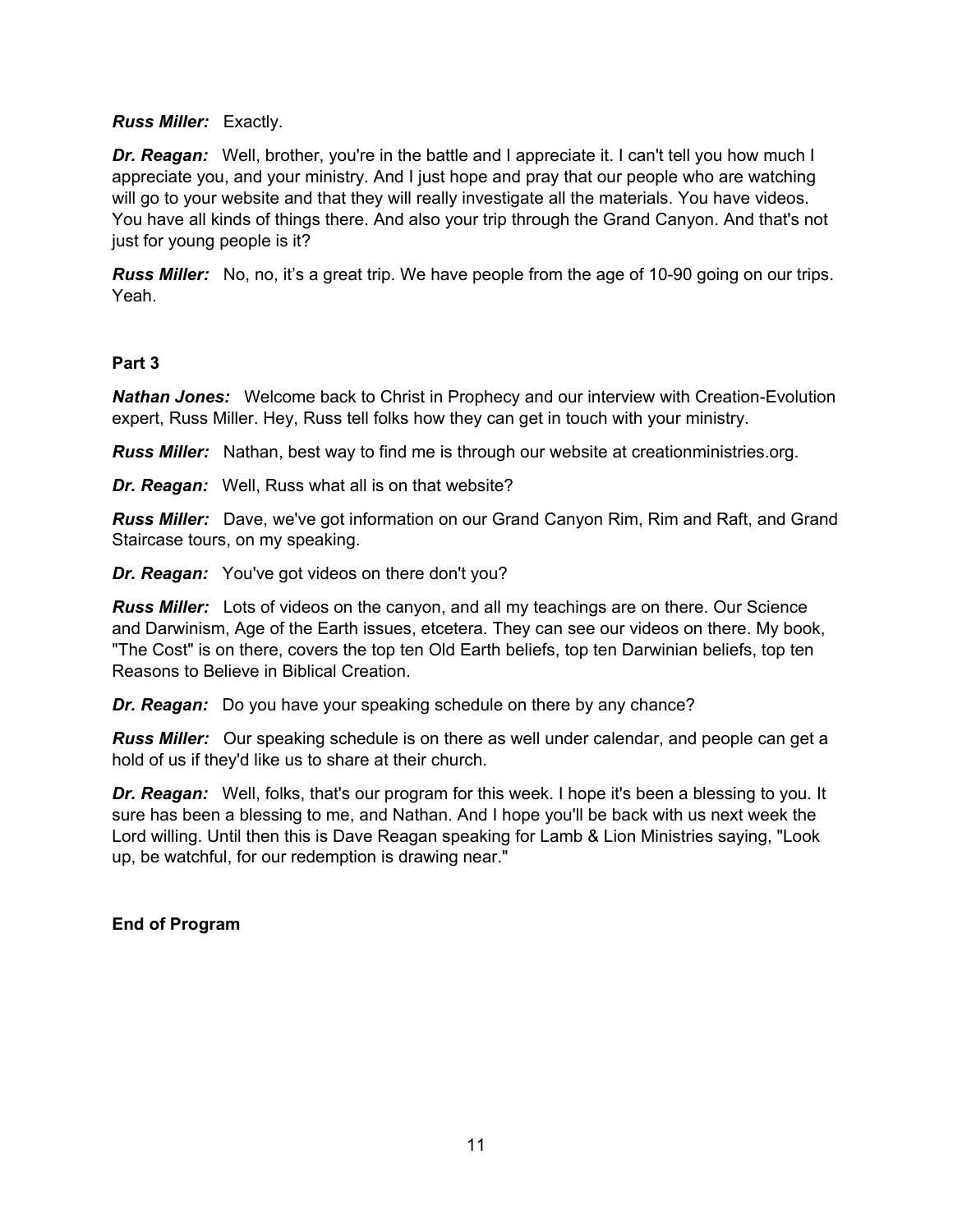***Russ Miller:*** Exactly.

***Dr. Reagan:*** Well, brother, you're in the battle and I appreciate it. I can't tell you how much I appreciate you, and your ministry. And I just hope and pray that our people who are watching will go to your website and that they will really investigate all the materials. You have videos. You have all kinds of things there. And also your trip through the Grand Canyon. And that's not just for young people is it?

***Russ Miller:*** No, no, it's a great trip. We have people from the age of 10-90 going on our trips. Yeah.

**Part 3**

***Nathan Jones:*** Welcome back to Christ in Prophecy and our interview with Creation-Evolution expert, Russ Miller. Hey, Russ tell folks how they can get in touch with your ministry.

***Russ Miller:*** Nathan, best way to find me is through our website at creationministries.org.

***Dr. Reagan:*** Well, Russ what all is on that website?

***Russ Miller:*** Dave, we've got information on our Grand Canyon Rim, Rim and Raft, and Grand Staircase tours, on my speaking.

***Dr. Reagan:*** You've got videos on there don't you?

***Russ Miller:*** Lots of videos on the canyon, and all my teachings are on there. Our Science and Darwinism, Age of the Earth issues, etcetera. They can see our videos on there. My book, "The Cost" is on there, covers the top ten Old Earth beliefs, top ten Darwinian beliefs, top ten Reasons to Believe in Biblical Creation.

***Dr. Reagan:*** Do you have your speaking schedule on there by any chance?

***Russ Miller:*** Our speaking schedule is on there as well under calendar, and people can get a hold of us if they'd like us to share at their church.

***Dr. Reagan:*** Well, folks, that's our program for this week. I hope it's been a blessing to you. It sure has been a blessing to me, and Nathan. And I hope you'll be back with us next week the Lord willing. Until then this is Dave Reagan speaking for Lamb & Lion Ministries saying, "Look up, be watchful, for our redemption is drawing near."

**End of Program**